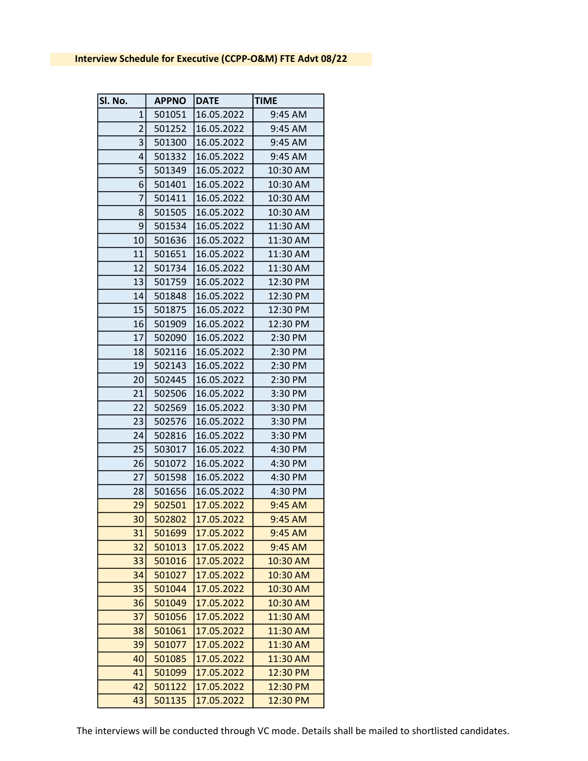**Interview Schedule for Executive (CCPP-O&M) FTE Advt 08/22**

| Sl. No. | APPNO | DATE | TIME |
|---|---|---|---|
| 1 | 501051 | 16.05.2022 | 9:45 AM |
| 2 | 501252 | 16.05.2022 | 9:45 AM |
| 3 | 501300 | 16.05.2022 | 9:45 AM |
| 4 | 501332 | 16.05.2022 | 9:45 AM |
| 5 | 501349 | 16.05.2022 | 10:30 AM |
| 6 | 501401 | 16.05.2022 | 10:30 AM |
| 7 | 501411 | 16.05.2022 | 10:30 AM |
| 8 | 501505 | 16.05.2022 | 10:30 AM |
| 9 | 501534 | 16.05.2022 | 11:30 AM |
| 10 | 501636 | 16.05.2022 | 11:30 AM |
| 11 | 501651 | 16.05.2022 | 11:30 AM |
| 12 | 501734 | 16.05.2022 | 11:30 AM |
| 13 | 501759 | 16.05.2022 | 12:30 PM |
| 14 | 501848 | 16.05.2022 | 12:30 PM |
| 15 | 501875 | 16.05.2022 | 12:30 PM |
| 16 | 501909 | 16.05.2022 | 12:30 PM |
| 17 | 502090 | 16.05.2022 | 2:30 PM |
| 18 | 502116 | 16.05.2022 | 2:30 PM |
| 19 | 502143 | 16.05.2022 | 2:30 PM |
| 20 | 502445 | 16.05.2022 | 2:30 PM |
| 21 | 502506 | 16.05.2022 | 3:30 PM |
| 22 | 502569 | 16.05.2022 | 3:30 PM |
| 23 | 502576 | 16.05.2022 | 3:30 PM |
| 24 | 502816 | 16.05.2022 | 3:30 PM |
| 25 | 503017 | 16.05.2022 | 4:30 PM |
| 26 | 501072 | 16.05.2022 | 4:30 PM |
| 27 | 501598 | 16.05.2022 | 4:30 PM |
| 28 | 501656 | 16.05.2022 | 4:30 PM |
| 29 | 502501 | 17.05.2022 | 9:45 AM |
| 30 | 502802 | 17.05.2022 | 9:45 AM |
| 31 | 501699 | 17.05.2022 | 9:45 AM |
| 32 | 501013 | 17.05.2022 | 9:45 AM |
| 33 | 501016 | 17.05.2022 | 10:30 AM |
| 34 | 501027 | 17.05.2022 | 10:30 AM |
| 35 | 501044 | 17.05.2022 | 10:30 AM |
| 36 | 501049 | 17.05.2022 | 10:30 AM |
| 37 | 501056 | 17.05.2022 | 11:30 AM |
| 38 | 501061 | 17.05.2022 | 11:30 AM |
| 39 | 501077 | 17.05.2022 | 11:30 AM |
| 40 | 501085 | 17.05.2022 | 11:30 AM |
| 41 | 501099 | 17.05.2022 | 12:30 PM |
| 42 | 501122 | 17.05.2022 | 12:30 PM |
| 43 | 501135 | 17.05.2022 | 12:30 PM |

The interviews will be conducted through VC mode. Details shall be mailed to shortlisted candidates.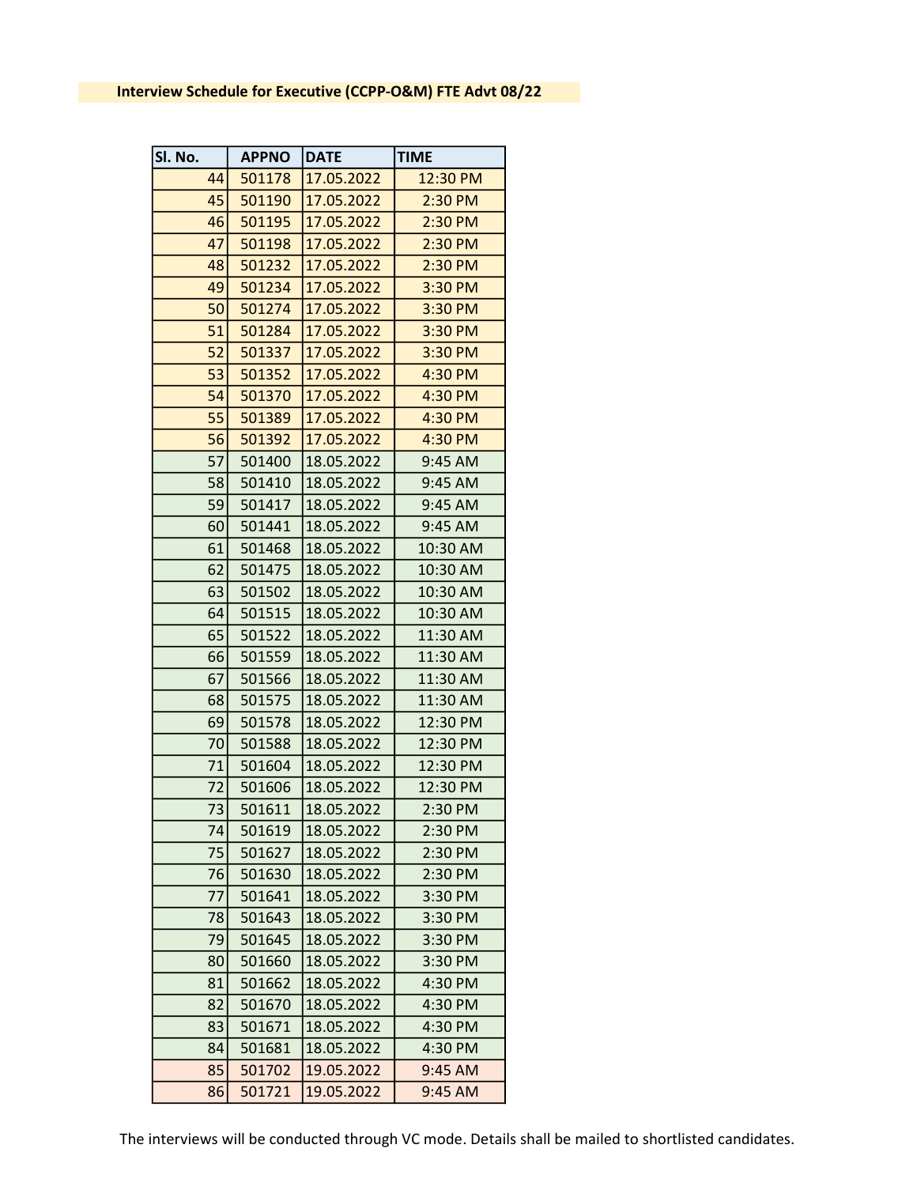**Interview Schedule for Executive (CCPP-O&M) FTE Advt 08/22**

| Sl. No. | APPNO | DATE | TIME |
|---|---|---|---|
| 44 | 501178 | 17.05.2022 | 12:30 PM |
| 45 | 501190 | 17.05.2022 | 2:30 PM |
| 46 | 501195 | 17.05.2022 | 2:30 PM |
| 47 | 501198 | 17.05.2022 | 2:30 PM |
| 48 | 501232 | 17.05.2022 | 2:30 PM |
| 49 | 501234 | 17.05.2022 | 3:30 PM |
| 50 | 501274 | 17.05.2022 | 3:30 PM |
| 51 | 501284 | 17.05.2022 | 3:30 PM |
| 52 | 501337 | 17.05.2022 | 3:30 PM |
| 53 | 501352 | 17.05.2022 | 4:30 PM |
| 54 | 501370 | 17.05.2022 | 4:30 PM |
| 55 | 501389 | 17.05.2022 | 4:30 PM |
| 56 | 501392 | 17.05.2022 | 4:30 PM |
| 57 | 501400 | 18.05.2022 | 9:45 AM |
| 58 | 501410 | 18.05.2022 | 9:45 AM |
| 59 | 501417 | 18.05.2022 | 9:45 AM |
| 60 | 501441 | 18.05.2022 | 9:45 AM |
| 61 | 501468 | 18.05.2022 | 10:30 AM |
| 62 | 501475 | 18.05.2022 | 10:30 AM |
| 63 | 501502 | 18.05.2022 | 10:30 AM |
| 64 | 501515 | 18.05.2022 | 10:30 AM |
| 65 | 501522 | 18.05.2022 | 11:30 AM |
| 66 | 501559 | 18.05.2022 | 11:30 AM |
| 67 | 501566 | 18.05.2022 | 11:30 AM |
| 68 | 501575 | 18.05.2022 | 11:30 AM |
| 69 | 501578 | 18.05.2022 | 12:30 PM |
| 70 | 501588 | 18.05.2022 | 12:30 PM |
| 71 | 501604 | 18.05.2022 | 12:30 PM |
| 72 | 501606 | 18.05.2022 | 12:30 PM |
| 73 | 501611 | 18.05.2022 | 2:30 PM |
| 74 | 501619 | 18.05.2022 | 2:30 PM |
| 75 | 501627 | 18.05.2022 | 2:30 PM |
| 76 | 501630 | 18.05.2022 | 2:30 PM |
| 77 | 501641 | 18.05.2022 | 3:30 PM |
| 78 | 501643 | 18.05.2022 | 3:30 PM |
| 79 | 501645 | 18.05.2022 | 3:30 PM |
| 80 | 501660 | 18.05.2022 | 3:30 PM |
| 81 | 501662 | 18.05.2022 | 4:30 PM |
| 82 | 501670 | 18.05.2022 | 4:30 PM |
| 83 | 501671 | 18.05.2022 | 4:30 PM |
| 84 | 501681 | 18.05.2022 | 4:30 PM |
| 85 | 501702 | 19.05.2022 | 9:45 AM |
| 86 | 501721 | 19.05.2022 | 9:45 AM |

The interviews will be conducted through VC mode. Details shall be mailed to shortlisted candidates.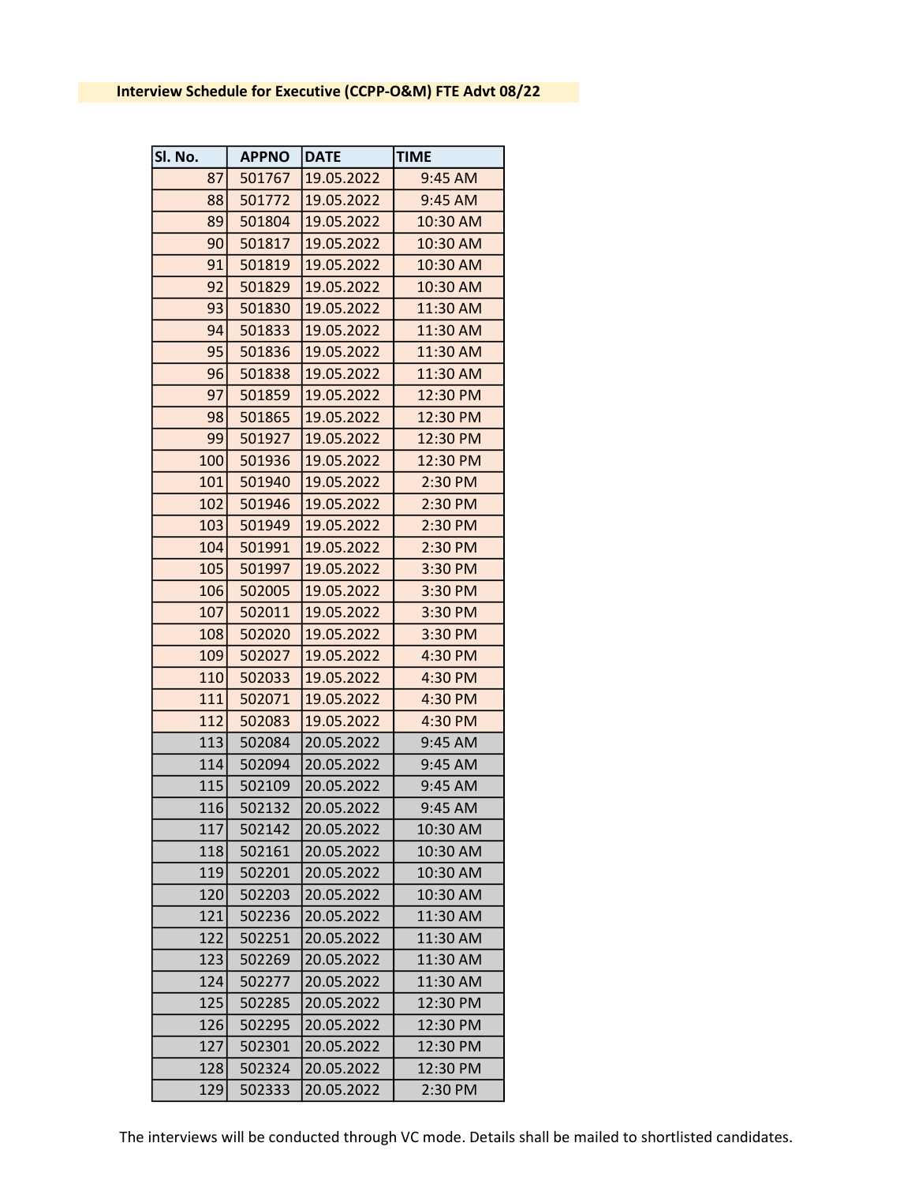**Interview Schedule for Executive (CCPP-O&M) FTE Advt 08/22**

| Sl. No. | APPNO | DATE | TIME |
|---|---|---|---|
| 87 | 501767 | 19.05.2022 | 9:45 AM |
| 88 | 501772 | 19.05.2022 | 9:45 AM |
| 89 | 501804 | 19.05.2022 | 10:30 AM |
| 90 | 501817 | 19.05.2022 | 10:30 AM |
| 91 | 501819 | 19.05.2022 | 10:30 AM |
| 92 | 501829 | 19.05.2022 | 10:30 AM |
| 93 | 501830 | 19.05.2022 | 11:30 AM |
| 94 | 501833 | 19.05.2022 | 11:30 AM |
| 95 | 501836 | 19.05.2022 | 11:30 AM |
| 96 | 501838 | 19.05.2022 | 11:30 AM |
| 97 | 501859 | 19.05.2022 | 12:30 PM |
| 98 | 501865 | 19.05.2022 | 12:30 PM |
| 99 | 501927 | 19.05.2022 | 12:30 PM |
| 100 | 501936 | 19.05.2022 | 12:30 PM |
| 101 | 501940 | 19.05.2022 | 2:30 PM |
| 102 | 501946 | 19.05.2022 | 2:30 PM |
| 103 | 501949 | 19.05.2022 | 2:30 PM |
| 104 | 501991 | 19.05.2022 | 2:30 PM |
| 105 | 501997 | 19.05.2022 | 3:30 PM |
| 106 | 502005 | 19.05.2022 | 3:30 PM |
| 107 | 502011 | 19.05.2022 | 3:30 PM |
| 108 | 502020 | 19.05.2022 | 3:30 PM |
| 109 | 502027 | 19.05.2022 | 4:30 PM |
| 110 | 502033 | 19.05.2022 | 4:30 PM |
| 111 | 502071 | 19.05.2022 | 4:30 PM |
| 112 | 502083 | 19.05.2022 | 4:30 PM |
| 113 | 502084 | 20.05.2022 | 9:45 AM |
| 114 | 502094 | 20.05.2022 | 9:45 AM |
| 115 | 502109 | 20.05.2022 | 9:45 AM |
| 116 | 502132 | 20.05.2022 | 9:45 AM |
| 117 | 502142 | 20.05.2022 | 10:30 AM |
| 118 | 502161 | 20.05.2022 | 10:30 AM |
| 119 | 502201 | 20.05.2022 | 10:30 AM |
| 120 | 502203 | 20.05.2022 | 10:30 AM |
| 121 | 502236 | 20.05.2022 | 11:30 AM |
| 122 | 502251 | 20.05.2022 | 11:30 AM |
| 123 | 502269 | 20.05.2022 | 11:30 AM |
| 124 | 502277 | 20.05.2022 | 11:30 AM |
| 125 | 502285 | 20.05.2022 | 12:30 PM |
| 126 | 502295 | 20.05.2022 | 12:30 PM |
| 127 | 502301 | 20.05.2022 | 12:30 PM |
| 128 | 502324 | 20.05.2022 | 12:30 PM |
| 129 | 502333 | 20.05.2022 | 2:30 PM |

The interviews will be conducted through VC mode. Details shall be mailed to shortlisted candidates.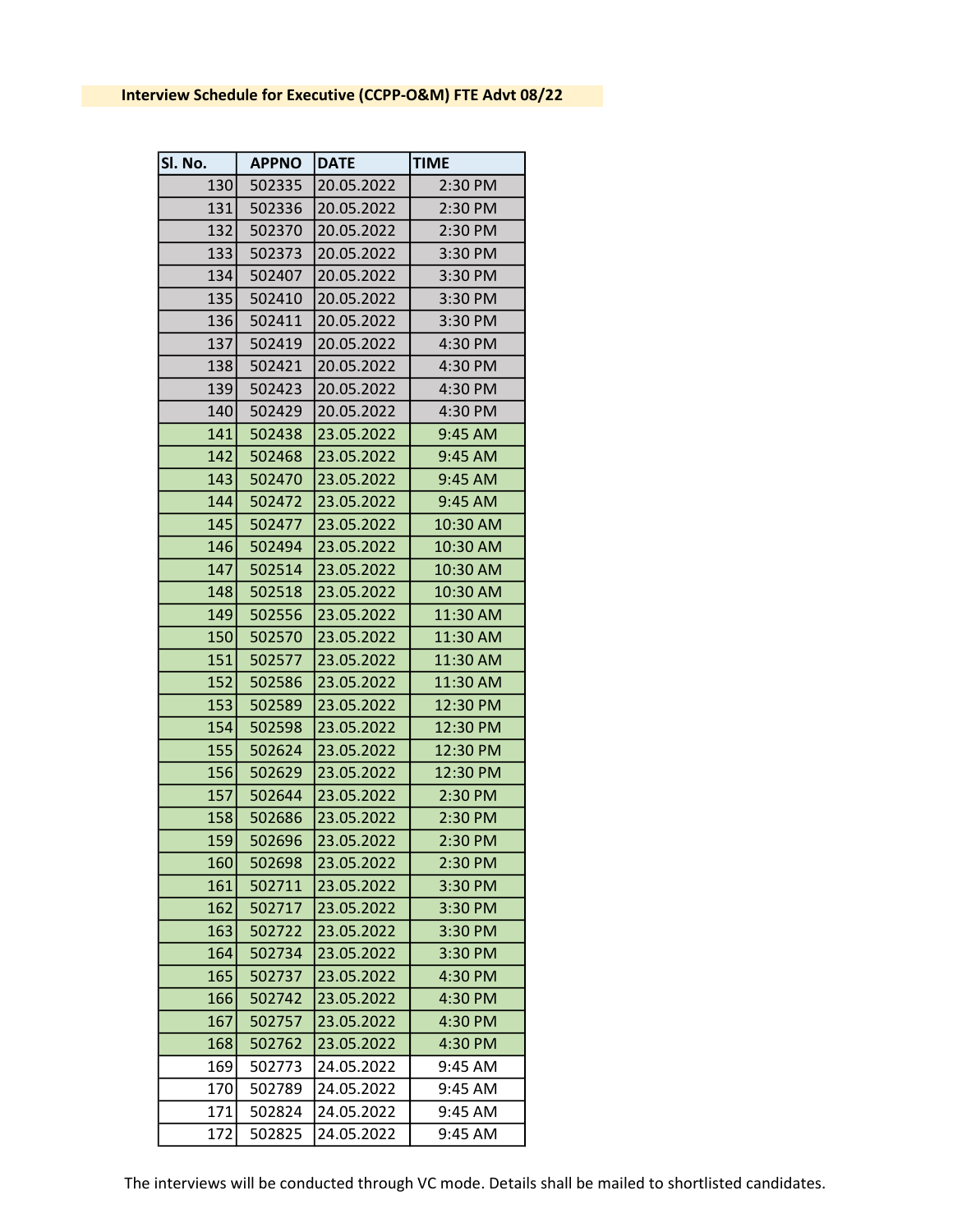**Interview Schedule for Executive (CCPP-O&M) FTE Advt 08/22**

| Sl. No. | APPNO | DATE | TIME |
|---|---|---|---|
| 130 | 502335 | 20.05.2022 | 2:30 PM |
| 131 | 502336 | 20.05.2022 | 2:30 PM |
| 132 | 502370 | 20.05.2022 | 2:30 PM |
| 133 | 502373 | 20.05.2022 | 3:30 PM |
| 134 | 502407 | 20.05.2022 | 3:30 PM |
| 135 | 502410 | 20.05.2022 | 3:30 PM |
| 136 | 502411 | 20.05.2022 | 3:30 PM |
| 137 | 502419 | 20.05.2022 | 4:30 PM |
| 138 | 502421 | 20.05.2022 | 4:30 PM |
| 139 | 502423 | 20.05.2022 | 4:30 PM |
| 140 | 502429 | 20.05.2022 | 4:30 PM |
| 141 | 502438 | 23.05.2022 | 9:45 AM |
| 142 | 502468 | 23.05.2022 | 9:45 AM |
| 143 | 502470 | 23.05.2022 | 9:45 AM |
| 144 | 502472 | 23.05.2022 | 9:45 AM |
| 145 | 502477 | 23.05.2022 | 10:30 AM |
| 146 | 502494 | 23.05.2022 | 10:30 AM |
| 147 | 502514 | 23.05.2022 | 10:30 AM |
| 148 | 502518 | 23.05.2022 | 10:30 AM |
| 149 | 502556 | 23.05.2022 | 11:30 AM |
| 150 | 502570 | 23.05.2022 | 11:30 AM |
| 151 | 502577 | 23.05.2022 | 11:30 AM |
| 152 | 502586 | 23.05.2022 | 11:30 AM |
| 153 | 502589 | 23.05.2022 | 12:30 PM |
| 154 | 502598 | 23.05.2022 | 12:30 PM |
| 155 | 502624 | 23.05.2022 | 12:30 PM |
| 156 | 502629 | 23.05.2022 | 12:30 PM |
| 157 | 502644 | 23.05.2022 | 2:30 PM |
| 158 | 502686 | 23.05.2022 | 2:30 PM |
| 159 | 502696 | 23.05.2022 | 2:30 PM |
| 160 | 502698 | 23.05.2022 | 2:30 PM |
| 161 | 502711 | 23.05.2022 | 3:30 PM |
| 162 | 502717 | 23.05.2022 | 3:30 PM |
| 163 | 502722 | 23.05.2022 | 3:30 PM |
| 164 | 502734 | 23.05.2022 | 3:30 PM |
| 165 | 502737 | 23.05.2022 | 4:30 PM |
| 166 | 502742 | 23.05.2022 | 4:30 PM |
| 167 | 502757 | 23.05.2022 | 4:30 PM |
| 168 | 502762 | 23.05.2022 | 4:30 PM |
| 169 | 502773 | 24.05.2022 | 9:45 AM |
| 170 | 502789 | 24.05.2022 | 9:45 AM |
| 171 | 502824 | 24.05.2022 | 9:45 AM |
| 172 | 502825 | 24.05.2022 | 9:45 AM |

The interviews will be conducted through VC mode. Details shall be mailed to shortlisted candidates.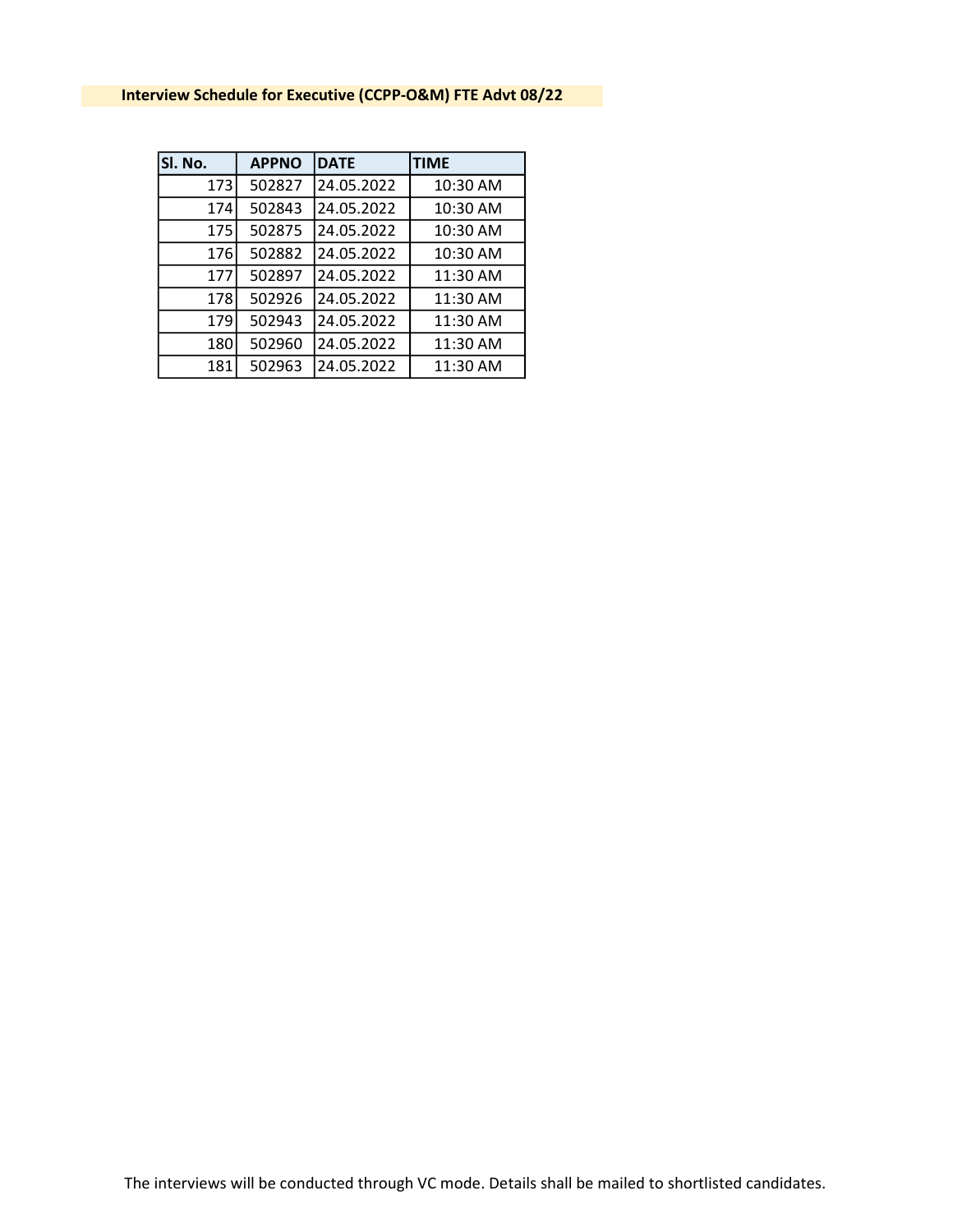**Interview Schedule for Executive (CCPP-O&M) FTE Advt 08/22**

| Sl. No. | APPNO | DATE | TIME |
|---|---|---|---|
| 173 | 502827 | 24.05.2022 | 10:30 AM |
| 174 | 502843 | 24.05.2022 | 10:30 AM |
| 175 | 502875 | 24.05.2022 | 10:30 AM |
| 176 | 502882 | 24.05.2022 | 10:30 AM |
| 177 | 502897 | 24.05.2022 | 11:30 AM |
| 178 | 502926 | 24.05.2022 | 11:30 AM |
| 179 | 502943 | 24.05.2022 | 11:30 AM |
| 180 | 502960 | 24.05.2022 | 11:30 AM |
| 181 | 502963 | 24.05.2022 | 11:30 AM |

The interviews will be conducted through VC mode. Details shall be mailed to shortlisted candidates.